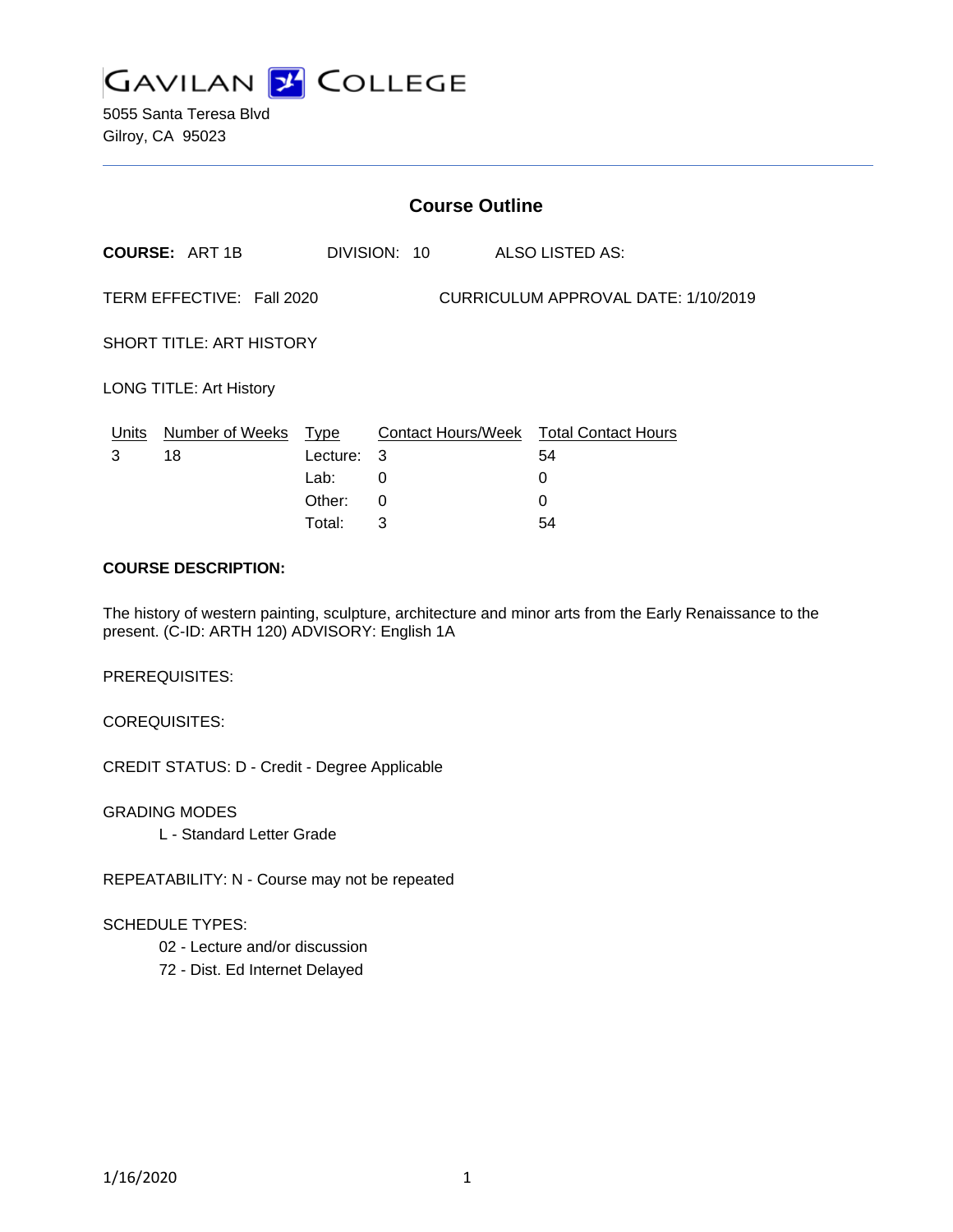# GAVILAN COLLEGE

5055 Santa Teresa Blvd
Gilroy, CA 95023

## Course Outline

**COURSE:** ART 1B DIVISION: 10 ALSO LISTED AS:

TERM EFFECTIVE: Fall 2020 CURRICULUM APPROVAL DATE: 1/10/2019

SHORT TITLE: ART HISTORY

LONG TITLE: Art History

| Units | Number of Weeks | Type | Contact Hours/Week | Total Contact Hours |
|---|---|---|---|---|
| 3 | 18 | Lecture: | 3 | 54 |
| | | Lab: | 0 | 0 |
| | | Other: | 0 | 0 |
| | | Total: | 3 | 54 |

**COURSE DESCRIPTION:**

The history of western painting, sculpture, architecture and minor arts from the Early Renaissance to the present. (C-ID: ARTH 120) ADVISORY: English 1A

PREREQUISITES:

COREQUISITES:

CREDIT STATUS: D - Credit - Degree Applicable

GRADING MODES

L - Standard Letter Grade

REPEATABILITY: N - Course may not be repeated

SCHEDULE TYPES:

02 - Lecture and/or discussion

72 - Dist. Ed Internet Delayed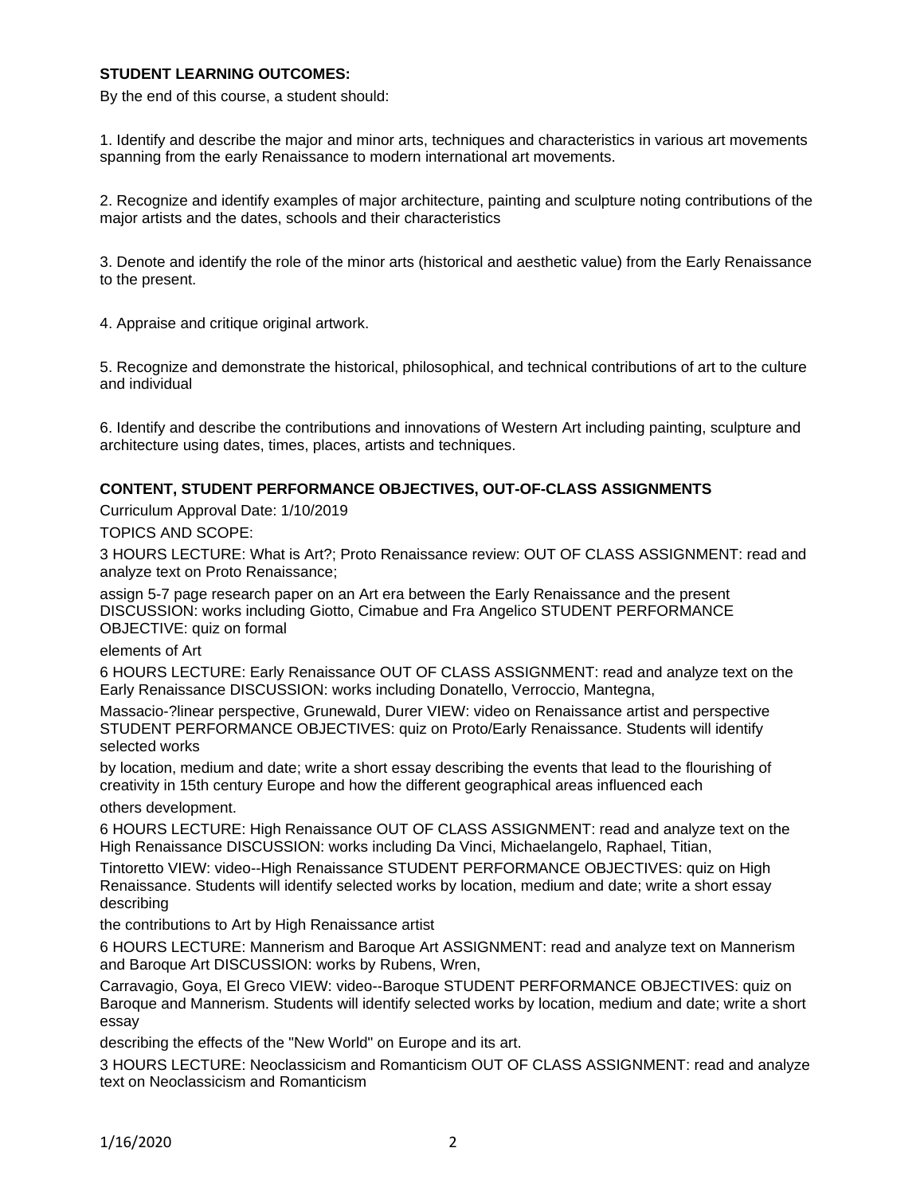**STUDENT LEARNING OUTCOMES:**

By the end of this course, a student should:

1. Identify and describe the major and minor arts, techniques and characteristics in various art movements spanning from the early Renaissance to modern international art movements.

2. Recognize and identify examples of major architecture, painting and sculpture noting contributions of the major artists and the dates, schools and their characteristics

3. Denote and identify the role of the minor arts (historical and aesthetic value) from the Early Renaissance to the present.

4. Appraise and critique original artwork.

5. Recognize and demonstrate the historical, philosophical, and technical contributions of art to the culture and individual

6. Identify and describe the contributions and innovations of Western Art including painting, sculpture and architecture using dates, times, places, artists and techniques.

**CONTENT, STUDENT PERFORMANCE OBJECTIVES, OUT-OF-CLASS ASSIGNMENTS**

Curriculum Approval Date: 1/10/2019

TOPICS AND SCOPE:

3 HOURS LECTURE: What is Art?; Proto Renaissance review: OUT OF CLASS ASSIGNMENT: read and analyze text on Proto Renaissance;

assign 5-7 page research paper on an Art era between the Early Renaissance and the present DISCUSSION: works including Giotto, Cimabue and Fra Angelico STUDENT PERFORMANCE OBJECTIVE: quiz on formal

elements of Art

6 HOURS LECTURE: Early Renaissance OUT OF CLASS ASSIGNMENT: read and analyze text on the Early Renaissance DISCUSSION: works including Donatello, Verroccio, Mantegna,

Massacio-?linear perspective, Grunewald, Durer VIEW: video on Renaissance artist and perspective STUDENT PERFORMANCE OBJECTIVES: quiz on Proto/Early Renaissance. Students will identify selected works

by location, medium and date; write a short essay describing the events that lead to the flourishing of creativity in 15th century Europe and how the different geographical areas influenced each

others development.

6 HOURS LECTURE: High Renaissance OUT OF CLASS ASSIGNMENT: read and analyze text on the High Renaissance DISCUSSION: works including Da Vinci, Michaelangelo, Raphael, Titian,

Tintoretto VIEW: video--High Renaissance STUDENT PERFORMANCE OBJECTIVES: quiz on High Renaissance. Students will identify selected works by location, medium and date; write a short essay describing

the contributions to Art by High Renaissance artist

6 HOURS LECTURE: Mannerism and Baroque Art ASSIGNMENT: read and analyze text on Mannerism and Baroque Art DISCUSSION: works by Rubens, Wren,

Carravagio, Goya, El Greco VIEW: video--Baroque STUDENT PERFORMANCE OBJECTIVES: quiz on Baroque and Mannerism. Students will identify selected works by location, medium and date; write a short essay

describing the effects of the "New World" on Europe and its art.

3 HOURS LECTURE: Neoclassicism and Romanticism OUT OF CLASS ASSIGNMENT: read and analyze text on Neoclassicism and Romanticism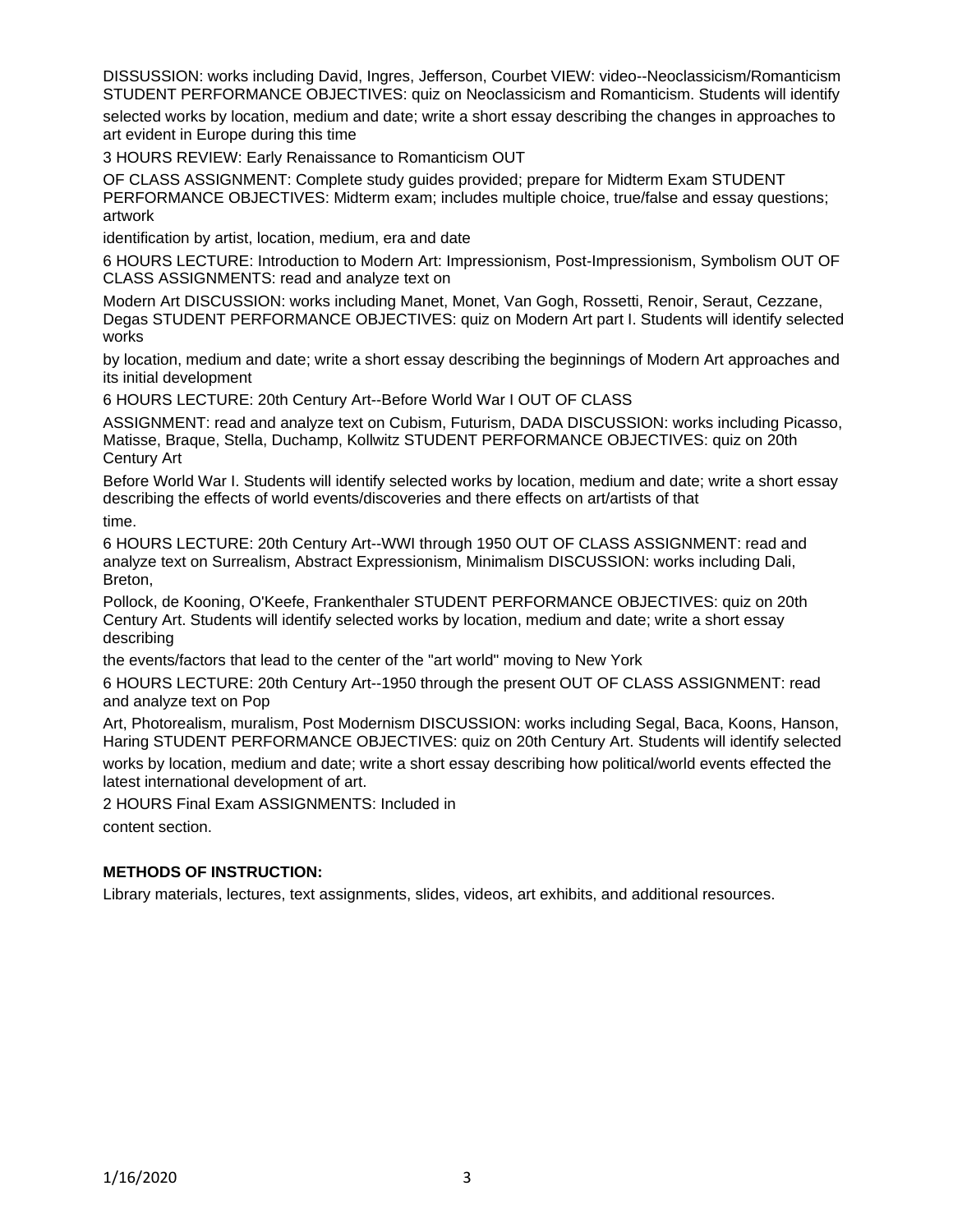DISSUSSION: works including David, Ingres, Jefferson, Courbet VIEW: video--Neoclassicism/Romanticism STUDENT PERFORMANCE OBJECTIVES: quiz on Neoclassicism and Romanticism. Students will identify selected works by location, medium and date; write a short essay describing the changes in approaches to art evident in Europe during this time

3 HOURS REVIEW: Early Renaissance to Romanticism OUT OF CLASS ASSIGNMENT: Complete study guides provided; prepare for Midterm Exam STUDENT PERFORMANCE OBJECTIVES: Midterm exam; includes multiple choice, true/false and essay questions; artwork identification by artist, location, medium, era and date

6 HOURS LECTURE: Introduction to Modern Art: Impressionism, Post-Impressionism, Symbolism OUT OF CLASS ASSIGNMENTS: read and analyze text on Modern Art DISCUSSION: works including Manet, Monet, Van Gogh, Rossetti, Renoir, Seraut, Cezzane, Degas STUDENT PERFORMANCE OBJECTIVES: quiz on Modern Art part I. Students will identify selected works by location, medium and date; write a short essay describing the beginnings of Modern Art approaches and its initial development

6 HOURS LECTURE: 20th Century Art--Before World War I OUT OF CLASS ASSIGNMENT: read and analyze text on Cubism, Futurism, DADA DISCUSSION: works including Picasso, Matisse, Braque, Stella, Duchamp, Kollwitz STUDENT PERFORMANCE OBJECTIVES: quiz on 20th Century Art Before World War I. Students will identify selected works by location, medium and date; write a short essay describing the effects of world events/discoveries and there effects on art/artists of that time.

6 HOURS LECTURE: 20th Century Art--WWI through 1950 OUT OF CLASS ASSIGNMENT: read and analyze text on Surrealism, Abstract Expressionism, Minimalism DISCUSSION: works including Dali, Breton, Pollock, de Kooning, O'Keefe, Frankenthaler STUDENT PERFORMANCE OBJECTIVES: quiz on 20th Century Art. Students will identify selected works by location, medium and date; write a short essay describing the events/factors that lead to the center of the "art world" moving to New York

6 HOURS LECTURE: 20th Century Art--1950 through the present OUT OF CLASS ASSIGNMENT: read and analyze text on Pop Art, Photorealism, muralism, Post Modernism DISCUSSION: works including Segal, Baca, Koons, Hanson, Haring STUDENT PERFORMANCE OBJECTIVES: quiz on 20th Century Art. Students will identify selected works by location, medium and date; write a short essay describing how political/world events effected the latest international development of art.

2 HOURS Final Exam ASSIGNMENTS: Included in content section.

**METHODS OF INSTRUCTION:**

Library materials, lectures, text assignments, slides, videos, art exhibits, and additional resources.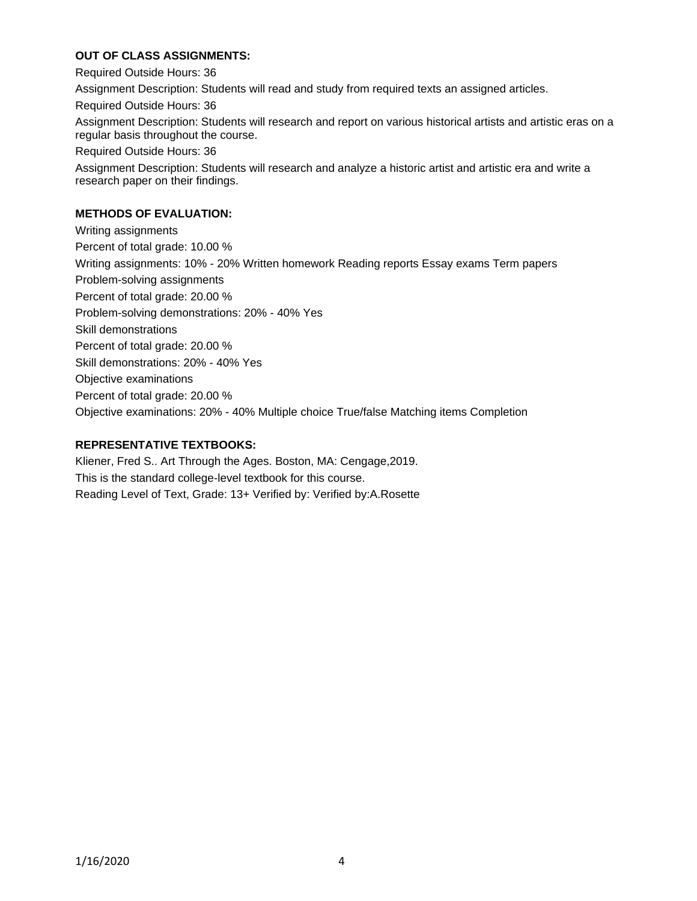**OUT OF CLASS ASSIGNMENTS:**

Required Outside Hours: 36

Assignment Description: Students will read and study from required texts an assigned articles.

Required Outside Hours: 36

Assignment Description: Students will research and report on various historical artists and artistic eras on a regular basis throughout the course.

Required Outside Hours: 36

Assignment Description: Students will research and analyze a historic artist and artistic era and write a research paper on their findings.

**METHODS OF EVALUATION:**

Writing assignments

Percent of total grade: 10.00 %

Writing assignments: 10% - 20% Written homework Reading reports Essay exams Term papers

Problem-solving assignments

Percent of total grade: 20.00 %

Problem-solving demonstrations: 20% - 40% Yes

Skill demonstrations

Percent of total grade: 20.00 %

Skill demonstrations: 20% - 40% Yes

Objective examinations

Percent of total grade: 20.00 %

Objective examinations: 20% - 40% Multiple choice True/false Matching items Completion

**REPRESENTATIVE TEXTBOOKS:**

Kliener, Fred S.. Art Through the Ages. Boston, MA: Cengage,2019.

This is the standard college-level textbook for this course.

Reading Level of Text, Grade: 13+ Verified by: Verified by:A.Rosette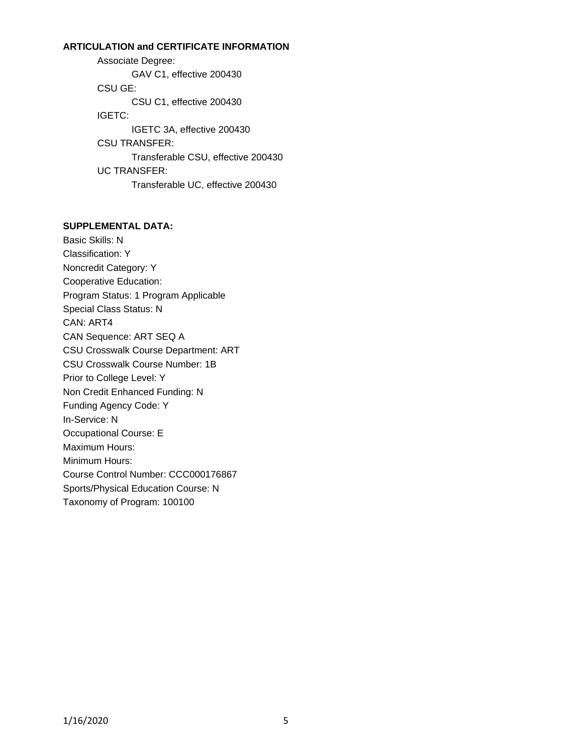**ARTICULATION and CERTIFICATE INFORMATION**

Associate Degree:
    GAV C1, effective 200430
CSU GE:
    CSU C1, effective 200430
IGETC:
    IGETC 3A, effective 200430
CSU TRANSFER:
    Transferable CSU, effective 200430
UC TRANSFER:
    Transferable UC, effective 200430

**SUPPLEMENTAL DATA:**

Basic Skills: N
Classification: Y
Noncredit Category: Y
Cooperative Education:
Program Status: 1 Program Applicable
Special Class Status: N
CAN: ART4
CAN Sequence: ART SEQ A
CSU Crosswalk Course Department: ART
CSU Crosswalk Course Number: 1B
Prior to College Level: Y
Non Credit Enhanced Funding: N
Funding Agency Code: Y
In-Service: N
Occupational Course: E
Maximum Hours:
Minimum Hours:
Course Control Number: CCC000176867
Sports/Physical Education Course: N
Taxonomy of Program: 100100